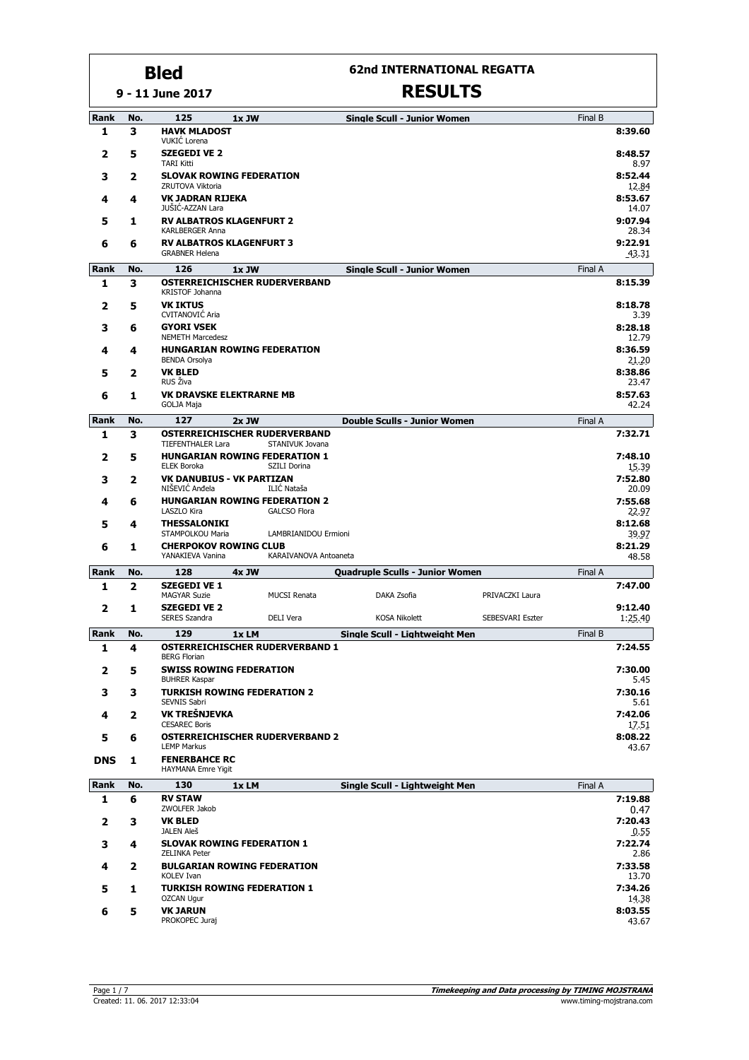# Bled

**9 - 11 June 2017**

## 62nd INTERNATIONAL REGATTA

## RESULTS

### 125 — 1x JW — Single Scull - Junior Women — Final B

| Rank | No. | Crew | Time | Diff |
|---|---|---|---|---|
| 1 | 3 | **HAVK MLADOST** VUKIĆ Lorena | 8:39.60 | |
| 2 | 5 | **SZEGEDI VE 2** TARI Kitti | 8:48.57 | 8.97 |
| 3 | 2 | **SLOVAK ROWING FEDERATION** ZRUTOVA Viktoria | 8:52.44 | 12.84 |
| 4 | 4 | **VK JADRAN RIJEKA** JUŠIĆ-AZZAN Lara | 8:53.67 | 14.07 |
| 5 | 1 | **RV ALBATROS KLAGENFURT 2** KARLBERGER Anna | 9:07.94 | 28.34 |
| 6 | 6 | **RV ALBATROS KLAGENFURT 3** GRABNER Helena | 9:22.91 | 43.31 |

### 126 — 1x JW — Single Scull - Junior Women — Final A

| Rank | No. | Crew | Time | Diff |
|---|---|---|---|---|
| 1 | 3 | **OSTERREICHISCHER RUDERVERBAND** KRISTOF Johanna | 8:15.39 | |
| 2 | 5 | **VK IKTUS** CVITANOVIĆ Aria | 8:18.78 | 3.39 |
| 3 | 6 | **GYORI VSEK** NEMETH Marcedesz | 8:28.18 | 12.79 |
| 4 | 4 | **HUNGARIAN ROWING FEDERATION** BENDA Orsolya | 8:36.59 | 21.20 |
| 5 | 2 | **VK BLED** RUS Živa | 8:38.86 | 23.47 |
| 6 | 1 | **VK DRAVSKE ELEKTRARNE MB** GOLJA Maja | 8:57.63 | 42.24 |

### 127 — 2x JW — Double Sculls - Junior Women — Final A

| Rank | No. | Crew | Time | Diff |
|---|---|---|---|---|
| 1 | 3 | **OSTERREICHISCHER RUDERVERBAND** TIEFENTHALER Lara, STANIVUK Jovana | 7:32.71 | |
| 2 | 5 | **HUNGARIAN ROWING FEDERATION 1** ELEK Boroka, SZILI Dorina | 7:48.10 | 15.39 |
| 3 | 2 | **VK DANUBIUS - VK PARTIZAN** NIŠEVIĆ Anđela, ILIĆ Nataša | 7:52.80 | 20.09 |
| 4 | 6 | **HUNGARIAN ROWING FEDERATION 2** LASZLO Kira, GALCSO Flora | 7:55.68 | 22.97 |
| 5 | 4 | **THESSALONIKI** STAMPOLKOU Maria, LAMBRIANIDOU Ermioni | 8:12.68 | 39.97 |
| 6 | 1 | **CHERPOKOV ROWING CLUB** YANAKIEVA Vanina, KARAIVANOVA Antoaneta | 8:21.29 | 48.58 |

### 128 — 4x JW — Quadruple Sculls - Junior Women — Final A

| Rank | No. | Crew | Time | Diff |
|---|---|---|---|---|
| 1 | 2 | **SZEGEDI VE 1** MAGYAR Suzie, MUCSI Renata, DAKA Zsofia, PRIVACZKI Laura | 7:47.00 | |
| 2 | 1 | **SZEGEDI VE 2** SERES Szandra, DELI Vera, KOSA Nikolett, SEBESVARI Eszter | 9:12.40 | 1:25.40 |

### 129 — 1x LM — Single Scull - Lightweight Men — Final B

| Rank | No. | Crew | Time | Diff |
|---|---|---|---|---|
| 1 | 4 | **OSTERREICHISCHER RUDERVERBAND 1** BERG Florian | 7:24.55 | |
| 2 | 5 | **SWISS ROWING FEDERATION** BUHRER Kaspar | 7:30.00 | 5.45 |
| 3 | 3 | **TURKISH ROWING FEDERATION 2** SEVNIS Sabri | 7:30.16 | 5.61 |
| 4 | 2 | **VK TREŠNJEVKA** CESAREC Boris | 7:42.06 | 17.51 |
| 5 | 6 | **OSTERREICHISCHER RUDERVERBAND 2** LEMP Markus | 8:08.22 | 43.67 |
| DNS | 1 | **FENERBAHCE RC** HAYMANA Emre Yigit | | |

### 130 — 1x LM — Single Scull - Lightweight Men — Final A

| Rank | No. | Crew | Time | Diff |
|---|---|---|---|---|
| 1 | 6 | **RV STAW** ZWOLFER Jakob | 7:19.88 | 0.47 |
| 2 | 3 | **VK BLED** JALEN Aleš | 7:20.43 | 0.55 |
| 3 | 4 | **SLOVAK ROWING FEDERATION 1** ZELINKA Peter | 7:22.74 | 2.86 |
| 4 | 2 | **BULGARIAN ROWING FEDERATION** KOLEV Ivan | 7:33.58 | 13.70 |
| 5 | 1 | **TURKISH ROWING FEDERATION 1** OZCAN Ugur | 7:34.26 | 14.38 |
| 6 | 5 | **VK JARUN** PROKOPEC Juraj | 8:03.55 | 43.67 |

Created: 11. 06. 2017 12:33:04

*Timekeeping and Data processing by TIMING MOJSTRANA*
www.timing-mojstrana.com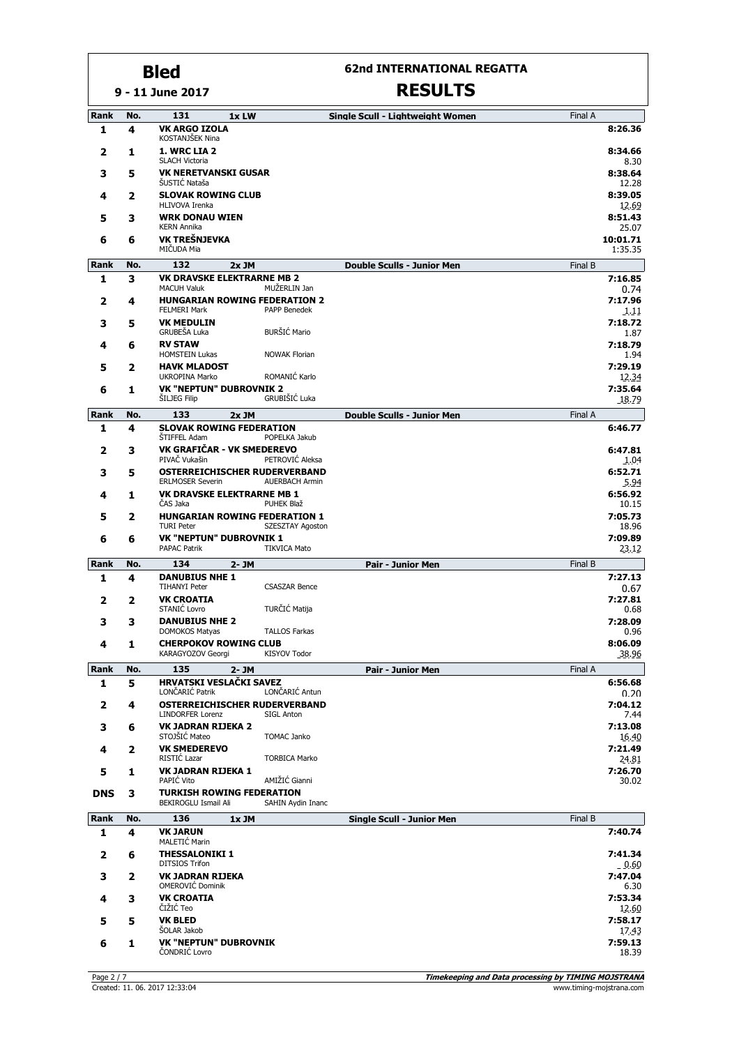# Bled

**9 - 11 June 2017**

## 62nd INTERNATIONAL REGATTA

## RESULTS

| Rank | No. | 131 1x LW | | Single Scull - Lightweight Women | Final A |
|---|---|---|---|---|---|
| 1 | 4 | **VK ARGO IZOLA** KOSTANJŠEK Nina | | | **8:26.36** |
| 2 | 1 | **1. WRC LIA 2** SLACH Victoria | | | **8:34.66** 8.30 |
| 3 | 5 | **VK NERETVANSKI GUSAR** ŠUSTIĆ Nataša | | | **8:38.64** 12.28 |
| 4 | 2 | **SLOVAK ROWING CLUB** HLIVOVA Irenka | | | **8:39.05** 12.69 |
| 5 | 3 | **WRK DONAU WIEN** KERN Annika | | | **8:51.43** 25.07 |
| 6 | 6 | **VK TREŠNJEVKA** MIČUDA Mia | | | **10:01.71** 1:35.35 |

| Rank | No. | 132 2x JM | | Double Sculls - Junior Men | Final B |
|---|---|---|---|---|---|
| 1 | 3 | **VK DRAVSKE ELEKTRARNE MB 2** MACUH Valuk | MUŽERLIN Jan | | **7:16.85** 0.74 |
| 2 | 4 | **HUNGARIAN ROWING FEDERATION 2** FELMERI Mark | PAPP Benedek | | **7:17.96** 1.11 |
| 3 | 5 | **VK MEDULIN** GRUBEŠA Luka | BURŠIĆ Mario | | **7:18.72** 1.87 |
| 4 | 6 | **RV STAW** HOMSTEIN Lukas | NOWAK Florian | | **7:18.79** 1.94 |
| 5 | 2 | **HAVK MLADOST** UKROPINA Marko | ROMANIĆ Karlo | | **7:29.19** 12.34 |
| 6 | 1 | **VK "NEPTUN" DUBROVNIK 2** ŠILJEG Filip | GRUBIŠIĆ Luka | | **7:35.64** 18.79 |

| Rank | No. | 133 2x JM | | Double Sculls - Junior Men | Final A |
|---|---|---|---|---|---|
| 1 | 4 | **SLOVAK ROWING FEDERATION** ŠTIFFEL Adam | POPELKA Jakub | | **6:46.77** |
| 2 | 3 | **VK GRAFIČAR - VK SMEDEREVO** PIVAČ Vukašin | PETROVIĆ Aleksa | | **6:47.81** 1.04 |
| 3 | 5 | **OSTERREICHISCHER RUDERVERBAND** ERLMOSER Severin | AUERBACH Armin | | **6:52.71** 5.94 |
| 4 | 1 | **VK DRAVSKE ELEKTRARNE MB 1** ČAS Jaka | PUHEK Blaž | | **6:56.92** 10.15 |
| 5 | 2 | **HUNGARIAN ROWING FEDERATION 1** TURI Peter | SZESZTAY Agoston | | **7:05.73** 18.96 |
| 6 | 6 | **VK "NEPTUN" DUBROVNIK 1** PAPAC Patrik | TIKVICA Mato | | **7:09.89** 23.12 |

| Rank | No. | 134 2- JM | | Pair - Junior Men | Final B |
|---|---|---|---|---|---|
| 1 | 4 | **DANUBIUS NHE 1** TIHANYI Peter | CSASZAR Bence | | **7:27.13** 0.67 |
| 2 | 2 | **VK CROATIA** STANIĆ Lovro | TURČIĆ Matija | | **7:27.81** 0.68 |
| 3 | 3 | **DANUBIUS NHE 2** DOMOKOS Matyas | TALLOS Farkas | | **7:28.09** 0.96 |
| 4 | 1 | **CHERPOKOV ROWING CLUB** KARAGYOZOV Georgi | KISYOV Todor | | **8:06.09** 38.96 |

| Rank | No. | 135 2- JM | | Pair - Junior Men | Final A |
|---|---|---|---|---|---|
| 1 | 5 | **HRVATSKI VESLAČKI SAVEZ** LONČARIĆ Patrik | LONČARIĆ Antun | | **6:56.68** 0.20 |
| 2 | 4 | **OSTERREICHISCHER RUDERVERBAND** LINDORFER Lorenz | SIGL Anton | | **7:04.12** 7.44 |
| 3 | 6 | **VK JADRAN RIJEKA 2** STOJŠIĆ Mateo | TOMAC Janko | | **7:13.08** 16.40 |
| 4 | 2 | **VK SMEDEREVO** RISTIĆ Lazar | TORBICA Marko | | **7:21.49** 24.81 |
| 5 | 1 | **VK JADRAN RIJEKA 1** PAPIĆ Vito | AMIŽIĆ Gianni | | **7:26.70** 30.02 |
| DNS | 3 | **TURKISH ROWING FEDERATION** BEKIROGLU Ismail Ali | SAHIN Aydin Inanc | | |

| Rank | No. | 136 1x JM | | Single Scull - Junior Men | Final B |
|---|---|---|---|---|---|
| 1 | 4 | **VK JARUN** MALETIĆ Marin | | | **7:40.74** |
| 2 | 6 | **THESSALONIKI 1** DITSIOS Trifon | | | **7:41.34** 0.60 |
| 3 | 2 | **VK JADRAN RIJEKA** OMEROVIĆ Dominik | | | **7:47.04** 6.30 |
| 4 | 3 | **VK CROATIA** ČIŽIĆ Teo | | | **7:53.34** 12.60 |
| 5 | 5 | **VK BLED** ŠOLAR Jakob | | | **7:58.17** 17.43 |
| 6 | 1 | **VK "NEPTUN" DUBROVNIK** ČONDRIĆ Lovro | | | **7:59.13** 18.39 |

Created: 11. 06. 2017 12:33:04

*Timekeeping and Data processing by TIMING MOJSTRANA*
www.timing-mojstrana.com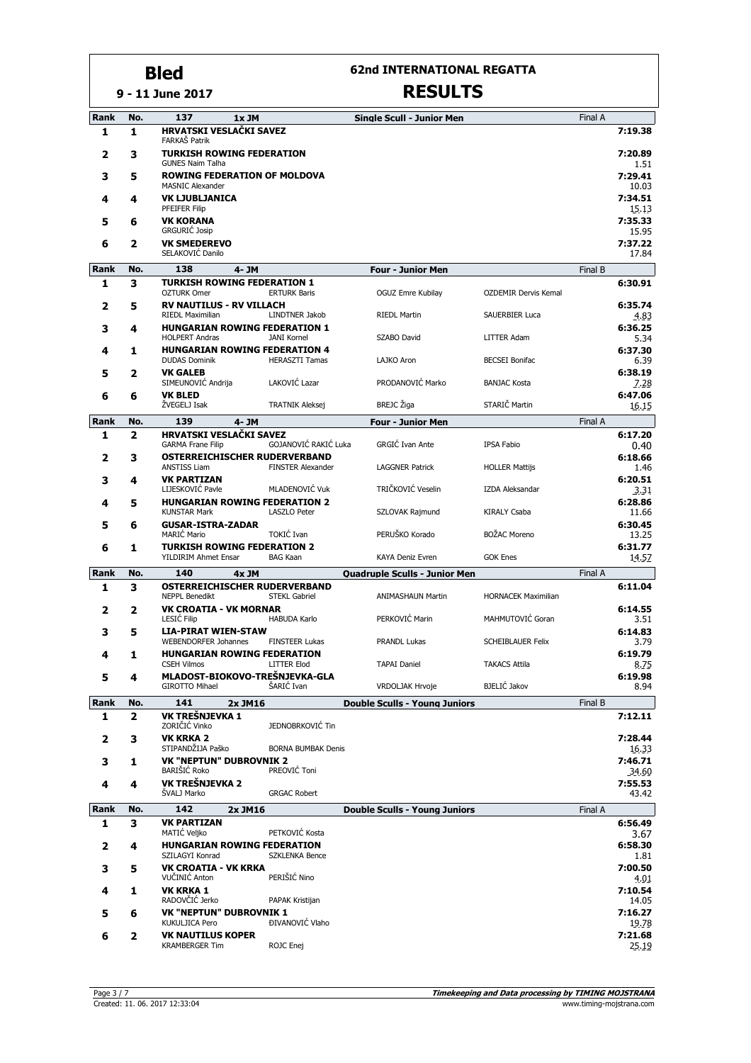# Bled

**9 - 11 June 2017**

## 62nd INTERNATIONAL REGATTA

## RESULTS

### 137 — 1x JM — Single Scull - Junior Men — Final A

| Rank | No. | Crew | Time |
|---|---|---|---|
| 1 | 1 | **HRVATSKI VESLAČKI SAVEZ**<br>FARKAŠ Patrik | 7:19.38 |
| 2 | 3 | **TURKISH ROWING FEDERATION**<br>GUNES Naim Talha | 7:20.89<br>1.51 |
| 3 | 5 | **ROWING FEDERATION OF MOLDOVA**<br>MASNIC Alexander | 7:29.41<br>10.03 |
| 4 | 4 | **VK LJUBLJANICA**<br>PFEIFER Filip | 7:34.51<br>15.13 |
| 5 | 6 | **VK KORANA**<br>GRGURIĆ Josip | 7:35.33<br>15.95 |
| 6 | 2 | **VK SMEDEREVO**<br>SELAKOVIĆ Danilo | 7:37.22<br>17.84 |

### 138 — 4- JM — Four - Junior Men — Final B

| Rank | No. | Crew | | | | Time |
|---|---|---|---|---|---|---|
| 1 | 3 | **TURKISH ROWING FEDERATION 1** | | | | 6:30.91 |
| | | OZTURK Omer | ERTURK Baris | OGUZ Emre Kubilay | OZDEMIR Dervis Kemal | |
| 2 | 5 | **RV NAUTILUS - RV VILLACH** | | | | 6:35.74 |
| | | RIEDL Maximilian | LINDTNER Jakob | RIEDL Martin | SAUERBIER Luca | 4.83 |
| 3 | 4 | **HUNGARIAN ROWING FEDERATION 1** | | | | 6:36.25 |
| | | HOLPERT Andras | JANI Kornel | SZABO David | LITTER Adam | 5.34 |
| 4 | 1 | **HUNGARIAN ROWING FEDERATION 4** | | | | 6:37.30 |
| | | DUDAS Dominik | HERASZTI Tamas | LAJKO Aron | BECSEI Bonifac | 6.39 |
| 5 | 2 | **VK GALEB** | | | | 6:38.19 |
| | | SIMEUNOVIĆ Andrija | LAKOVIĆ Lazar | PRODANOVIĆ Marko | BANJAC Kosta | 7.28 |
| 6 | 6 | **VK BLED** | | | | 6:47.06 |
| | | ŽVEGELJ Isak | TRATNIK Aleksej | BREJC Žiga | STARIČ Martin | 16.15 |

### 139 — 4- JM — Four - Junior Men — Final A

| Rank | No. | Crew | | | | Time |
|---|---|---|---|---|---|---|
| 1 | 2 | **HRVATSKI VESLAČKI SAVEZ** | | | | 6:17.20 |
| | | GARMA Frane Filip | GOJANOVIĆ RAKIĆ Luka | GRGIĆ Ivan Ante | IPSA Fabio | 0.40 |
| 2 | 3 | **OSTERREICHISCHER RUDERVERBAND** | | | | 6:18.66 |
| | | ANSTISS Liam | FINSTER Alexander | LAGGNER Patrick | HOLLER Mattijs | 1.46 |
| 3 | 4 | **VK PARTIZAN** | | | | 6:20.51 |
| | | LIJESKOVIĆ Pavle | MLADENOVIĆ Vuk | TRIČKOVIĆ Veselin | IZDA Aleksandar | 3.31 |
| 4 | 5 | **HUNGARIAN ROWING FEDERATION 2** | | | | 6:28.86 |
| | | KUNSTAR Mark | LASZLO Peter | SZLOVAK Rajmund | KIRALY Csaba | 11.66 |
| 5 | 6 | **GUSAR-ISTRA-ZADAR** | | | | 6:30.45 |
| | | MARIĆ Mario | TOKIĆ Ivan | PERUŠKO Korado | BOŽAC Moreno | 13.25 |
| 6 | 1 | **TURKISH ROWING FEDERATION 2** | | | | 6:31.77 |
| | | YILDIRIM Ahmet Ensar | BAG Kaan | KAYA Deniz Evren | GOK Enes | 14.57 |

### 140 — 4x JM — Quadruple Sculls - Junior Men — Final A

| Rank | No. | Crew | | | | Time |
|---|---|---|---|---|---|---|
| 1 | 3 | **OSTERREICHISCHER RUDERVERBAND** | | | | 6:11.04 |
| | | NEPPL Benedikt | STEKL Gabriel | ANIMASHAUN Martin | HORNACEK Maximilian | |
| 2 | 2 | **VK CROATIA - VK MORNAR** | | | | 6:14.55 |
| | | LESIĆ Filip | HABUDA Karlo | PERKOVIĆ Marin | MAHMUTOVIĆ Goran | 3.51 |
| 3 | 5 | **LIA-PIRAT WIEN-STAW** | | | | 6:14.83 |
| | | WEBENDORFER Johannes | FINSTEER Lukas | PRANDL Lukas | SCHEIBLAUER Felix | 3.79 |
| 4 | 1 | **HUNGARIAN ROWING FEDERATION** | | | | 6:19.79 |
| | | CSEH Vilmos | LITTER Elod | TAPAI Daniel | TAKACS Attila | 8.75 |
| 5 | 4 | **MLADOST-BIOKOVO-TREŠNJEVKA-GLA** | | | | 6:19.98 |
| | | GIROTTO Mihael | ŠARIĆ Ivan | VRDOLJAK Hrvoje | BJELIĆ Jakov | 8.94 |

### 141 — 2x JM16 — Double Sculls - Young Juniors — Final B

| Rank | No. | Crew | | Time |
|---|---|---|---|---|
| 1 | 2 | **VK TREŠNJEVKA 1** | | 7:12.11 |
| | | ZORIČIĆ Vinko | JEDNOBRKOVIĆ Tin | |
| 2 | 3 | **VK KRKA 2** | | 7:28.44 |
| | | STIPANDŽIJA Paško | BORNA BUMBAK Denis | 16.33 |
| 3 | 1 | **VK "NEPTUN" DUBROVNIK 2** | | 7:46.71 |
| | | BARIŠIĆ Roko | PREOVIĆ Toni | 34.60 |
| 4 | 4 | **VK TREŠNJEVKA 2** | | 7:55.53 |
| | | ŠVALJ Marko | GRGAC Robert | 43.42 |

### 142 — 2x JM16 — Double Sculls - Young Juniors — Final A

| Rank | No. | Crew | | Time |
|---|---|---|---|---|
| 1 | 3 | **VK PARTIZAN** | | 6:56.49 |
| | | MATIĆ Veljko | PETKOVIĆ Kosta | 3.67 |
| 2 | 4 | **HUNGARIAN ROWING FEDERATION** | | 6:58.30 |
| | | SZILAGYI Konrad | SZKLENKA Bence | 1.81 |
| 3 | 5 | **VK CROATIA - VK KRKA** | | 7:00.50 |
| | | VUČINIĆ Anton | PERIŠIĆ Nino | 4.01 |
| 4 | 1 | **VK KRKA 1** | | 7:10.54 |
| | | RADOVČIĆ Jerko | PAPAK Kristijan | 14.05 |
| 5 | 6 | **VK "NEPTUN" DUBROVNIK 1** | | 7:16.27 |
| | | KUKULJICA Pero | ĐIVANOVIĆ Vlaho | 19.78 |
| 6 | 2 | **VK NAUTILUS KOPER** | | 7:21.68 |
| | | KRAMBERGER Tim | ROJC Enej | 25.19 |

Created: 11. 06. 2017 12:33:04

*Timekeeping and Data processing by TIMING MOJSTRANA*
www.timing-mojstrana.com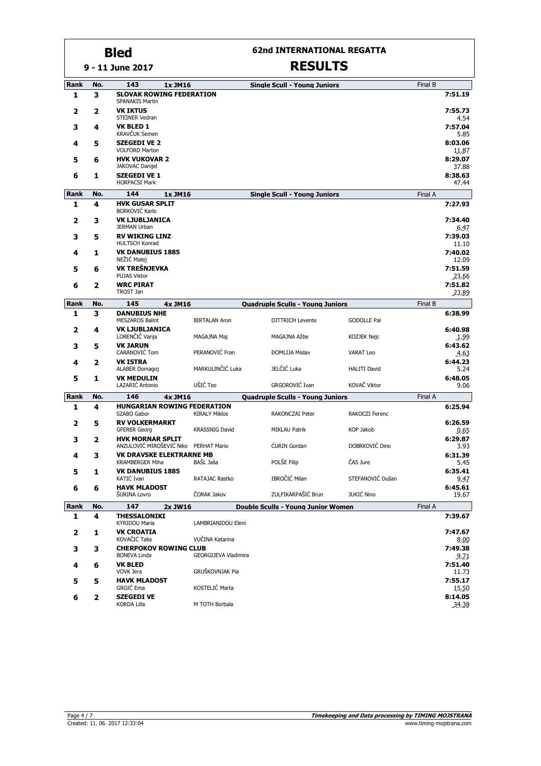# Bled

**9 - 11 June 2017**

## 62nd INTERNATIONAL REGATTA

## RESULTS

### 143 1x JM16 Single Scull - Young Juniors — Final B

| Rank | No. | Crew | Time |
|---|---|---|---|
| 1 | 3 | **SLOVAK ROWING FEDERATION**<br>SPANAKIS Martin | 7:51.19 |
| 2 | 2 | **VK IKTUS**<br>STEINER Vedran | 7:55.73<br>4.54 |
| 3 | 4 | **VK BLED 1**<br>KRAVČUK Semen | 7:57.04<br>5.85 |
| 4 | 5 | **SZEGEDI VE 2**<br>VOLFORD Marton | 8:03.06<br>11.87 |
| 5 | 6 | **HVK VUKOVAR 2**<br>JAKOVAC Danijel | 8:29.07<br>37.88 |
| 6 | 1 | **SZEGEDI VE 1**<br>HORPACSI Mark | 8:38.63<br>47.44 |

### 144 1x JM16 Single Scull - Young Juniors — Final A

| Rank | No. | Crew | Time |
|---|---|---|---|
| 1 | 4 | **HVK GUSAR SPLIT**<br>BORKOVIĆ Karlo | 7:27.93 |
| 2 | 3 | **VK LJUBLJANICA**<br>JERMAN Urban | 7:34.40<br>6.47 |
| 3 | 5 | **RV WIKING LINZ**<br>HULTSCH Konrad | 7:39.03<br>11.10 |
| 4 | 1 | **VK DANUBIUS 1885**<br>NEŽIĆ Matej | 7:40.02<br>12.09 |
| 5 | 6 | **VK TREŠNJEVKA**<br>PUJAS Viktor | 7:51.59<br>23.66 |
| 6 | 2 | **WRC PIRAT**<br>TROST Jan | 7:51.82<br>23.89 |

### 145 4x JM16 Quadruple Sculls - Young Juniors — Final B

| Rank | No. | Crew | | | | Time |
|---|---|---|---|---|---|---|
| 1 | 3 | **DANUBIUS NHE**<br>MESZAROS Balint | BIRTALAN Aron | DITTRICH Levente | GODOLLE Pal | 6:38.99 |
| 2 | 4 | **VK LJUBLJANICA**<br>LORENČIČ Vanja | MAGAJNA Maj | MAGAJNA Ažbe | KOZJEK Nejc | 6:40.98<br>1.99 |
| 3 | 5 | **VK JARUN**<br>CARANOVIĆ Tom | PERANOVIĆ Fran | ĐOMLIJA Mislav | VARAT Leo | 6:43.62<br>4.63 |
| 4 | 2 | **VK ISTRA**<br>ALABER Domagoj | MARKULINČIĆ Luka | JELČIĆ Luka | HALITI David | 6:44.23<br>5.24 |
| 5 | 1 | **VK MEDULIN**<br>LAZARIĆ Antonio | UŠIĆ Teo | GRGOROVIĆ Ivan | KOVAČ Viktor | 6:48.05<br>9.06 |

### 146 4x JM16 Quadruple Sculls - Young Juniors — Final A

| Rank | No. | Crew | | | | Time |
|---|---|---|---|---|---|---|
| 1 | 4 | **HUNGARIAN ROWING FEDERATION**<br>SZABO Gabor | KIRALY Miklos | RAKONCZAI Peter | RAKOCZI Ferenc | 6:25.94 |
| 2 | 5 | **RV VOLKERMARKT**<br>GFERER Georg | KRASSNIG David | MIKLAU Patrik | KOP Jakob | 6:26.59<br>0.65 |
| 3 | 2 | **HVK MORNAR SPLIT**<br>ANZULOVIĆ MIROŠEVIĆ Niko | PERHAT Mario | ĆURIN Gordan | DOBRKOVIĆ Dino | 6:29.87<br>3.93 |
| 4 | 3 | **VK DRAVSKE ELEKTRARNE MB**<br>KRAMBERGER Miha | BAŠL Jaša | POLŠE Filip | ČAS Jure | 6:31.39<br>5.45 |
| 5 | 1 | **VK DANUBIUS 1885**<br>KATIĆ Ivan | RATAJAC Rastko | IBROČIĆ Milan | STEFANOVIĆ Dušan | 6:35.41<br>9.47 |
| 6 | 6 | **HAVK MLADOST**<br>ŠURINA Lovro | ČORAK Jakov | ZULFIKARPAŠIĆ Brun | JUKIĆ Nino | 6:45.61<br>19.67 |

### 147 2x JW16 Double Sculls - Young Junior Women — Final A

| Rank | No. | Crew | | Time |
|---|---|---|---|---|
| 1 | 4 | **THESSALONIKI**<br>KYRIDOU Maria | LAMBRIANIDOU Eleni | 7:39.67 |
| 2 | 1 | **VK CROATIA**<br>KOVAČIĆ Talia | VUČINA Katarina | 7:47.67<br>8.00 |
| 3 | 3 | **CHERPOKOV ROWING CLUB**<br>BONEVA Linda | GEORGIJEVA Vladimira | 7:49.38<br>9.71 |
| 4 | 6 | **VK BLED**<br>VOVK Jera | GRUŠKOVNJAK Pia | 7:51.40<br>11.73 |
| 5 | 5 | **HAVK MLADOST**<br>GRGIĆ Ema | KOSTELIĆ Marta | 7:55.17<br>15.50 |
| 6 | 2 | **SZEGEDI VE**<br>KORDA Lilla | M TOTH Borbala | 8:14.05<br>34.38 |

Created: 11. 06. 2017 12:33:04

*Timekeeping and Data processing by TIMING MOJSTRANA*
www.timing-mojstrana.com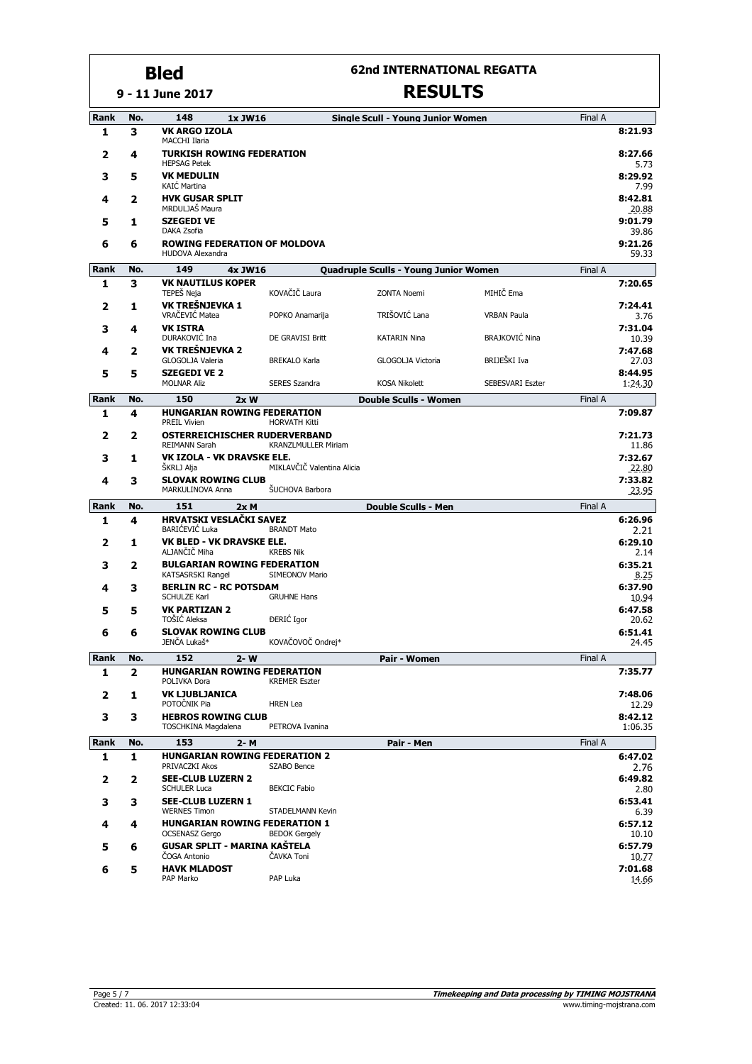# Bled

**9 - 11 June 2017**

## 62nd INTERNATIONAL REGATTA

## RESULTS

### 148 1x JW16 Single Scull - Young Junior Women — Final A

| Rank | No. | Crew | Time |
|---|---|---|---|
| 1 | 3 | **VK ARGO IZOLA**<br>MACCHI Ilaria | 8:21.93 |
| 2 | 4 | **TURKISH ROWING FEDERATION**<br>HEPSAG Petek | 8:27.66<br>5.73 |
| 3 | 5 | **VK MEDULIN**<br>KAIĆ Martina | 8:29.92<br>7.99 |
| 4 | 2 | **HVK GUSAR SPLIT**<br>MRDULJAŠ Maura | 8:42.81<br>20.88 |
| 5 | 1 | **SZEGEDI VE**<br>DAKA Zsofia | 9:01.79<br>39.86 |
| 6 | 6 | **ROWING FEDERATION OF MOLDOVA**<br>HUDOVA Alexandra | 9:21.26<br>59.33 |

### 149 4x JW16 Quadruple Sculls - Young Junior Women — Final A

| Rank | No. | Crew | | | | Time |
|---|---|---|---|---|---|---|
| 1 | 3 | **VK NAUTILUS KOPER** | | | | 7:20.65 |
| | | TEPEŠ Neja | KOVAČIČ Laura | ZONTA Noemi | MIHIČ Ema | |
| 2 | 1 | **VK TREŠNJEVKA 1** | | | | 7:24.41 |
| | | VRAČEVIĆ Matea | POPKO Anamarija | TRIŠOVIĆ Lana | VRBAN Paula | 3.76 |
| 3 | 4 | **VK ISTRA** | | | | 7:31.04 |
| | | DURAKOVIĆ Ina | DE GRAVISI Britt | KATARIN Nina | BRAJKOVIĆ Nina | 10.39 |
| 4 | 2 | **VK TREŠNJEVKA 2** | | | | 7:47.68 |
| | | GLOGOLJA Valeria | BREKALO Karla | GLOGOLJA Victoria | BRIJEŠKI Iva | 27.03 |
| 5 | 5 | **SZEGEDI VE 2** | | | | 8:44.95 |
| | | MOLNAR Aliz | SERES Szandra | KOSA Nikolett | SEBESVARI Eszter | 1:24.30 |

### 150 2x W Double Sculls - Women — Final A

| Rank | No. | Crew | | Time |
|---|---|---|---|---|
| 1 | 4 | **HUNGARIAN ROWING FEDERATION** | | 7:09.87 |
| | | PREIL Vivien | HORVATH Kitti | |
| 2 | 2 | **OSTERREICHISCHER RUDERVERBAND** | | 7:21.73 |
| | | REIMANN Sarah | KRANZLMULLER Miriam | 11.86 |
| 3 | 1 | **VK IZOLA - VK DRAVSKE ELE.** | | 7:32.67 |
| | | ŠKRLJ Alja | MIKLAVČIČ Valentina Alicia | 22.80 |
| 4 | 3 | **SLOVAK ROWING CLUB** | | 7:33.82 |
| | | MARKULINOVA Anna | ŠUCHOVA Barbora | 23.95 |

### 151 2x M Double Sculls - Men — Final A

| Rank | No. | Crew | | Time |
|---|---|---|---|---|
| 1 | 4 | **HRVATSKI VESLAČKI SAVEZ** | | 6:26.96 |
| | | BARIĆEVIĆ Luka | BRANDT Mato | 2.21 |
| 2 | 1 | **VK BLED - VK DRAVSKE ELE.** | | 6:29.10 |
| | | ALJANČIČ Miha | KREBS Nik | 2.14 |
| 3 | 2 | **BULGARIAN ROWING FEDERATION** | | 6:35.21 |
| | | KATSASRSKI Rangel | SIMEONOV Mario | 8.25 |
| 4 | 3 | **BERLIN RC - RC POTSDAM** | | 6:37.90 |
| | | SCHULZE Karl | GRUHNE Hans | 10.94 |
| 5 | 5 | **VK PARTIZAN 2** | | 6:47.58 |
| | | TOŠIĆ Aleksa | ĐERIĆ Igor | 20.62 |
| 6 | 6 | **SLOVAK ROWING CLUB** | | 6:51.41 |
| | | JENČA Lukaš* | KOVAČOVOČ Ondrej* | 24.45 |

### 152 2- W Pair - Women — Final A

| Rank | No. | Crew | | Time |
|---|---|---|---|---|
| 1 | 2 | **HUNGARIAN ROWING FEDERATION** | | 7:35.77 |
| | | POLIVKA Dora | KREMER Eszter | |
| 2 | 1 | **VK LJUBLJANICA** | | 7:48.06 |
| | | POTOČNIK Pia | HREN Lea | 12.29 |
| 3 | 3 | **HEBROS ROWING CLUB** | | 8:42.12 |
| | | TOSCHKINA Magdalena | PETROVA Ivanina | 1:06.35 |

### 153 2- M Pair - Men — Final A

| Rank | No. | Crew | | Time |
|---|---|---|---|---|
| 1 | 1 | **HUNGARIAN ROWING FEDERATION 2** | | 6:47.02 |
| | | PRIVACZKI Akos | SZABO Bence | 2.76 |
| 2 | 2 | **SEE-CLUB LUZERN 2** | | 6:49.82 |
| | | SCHULER Luca | BEKCIC Fabio | 2.80 |
| 3 | 3 | **SEE-CLUB LUZERN 1** | | 6:53.41 |
| | | WERNES Timon | STADELMANN Kevin | 6.39 |
| 4 | 4 | **HUNGARIAN ROWING FEDERATION 1** | | 6:57.12 |
| | | OCSENASZ Gergo | BEDOK Gergely | 10.10 |
| 5 | 6 | **GUSAR SPLIT - MARINA KAŠTELA** | | 6:57.79 |
| | | ČOGA Antonio | ČAVKA Toni | 10.77 |
| 6 | 5 | **HAVK MLADOST** | | 7:01.68 |
| | | PAP Marko | PAP Luka | 14.66 |

Created: 11. 06. 2017 12:33:04

*Timekeeping and Data processing by TIMING MOJSTRANA*
www.timing-mojstrana.com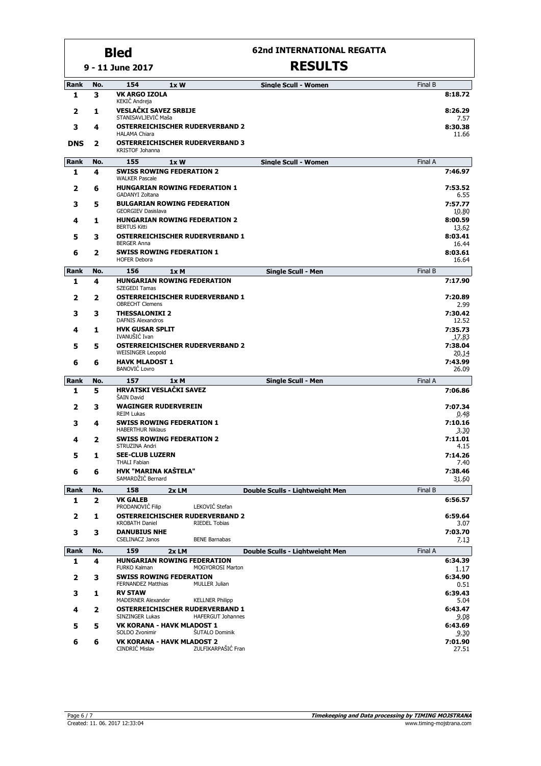# Bled

**9 - 11 June 2017**

## 62nd INTERNATIONAL REGATTA

## RESULTS

| Rank | No. | 154 1x W | Single Scull - Women | Final B |
|---|---|---|---|---|
| 1 | 3 | **VK ARGO IZOLA**<br>KEKIČ Andreja | | 8:18.72 |
| 2 | 1 | **VESLAČKI SAVEZ SRBIJE**<br>STANISAVLJEVIĆ Maša | | 8:26.29<br>7.57 |
| 3 | 4 | **OSTERREICHISCHER RUDERVERBAND 2**<br>HALAMA Chiara | | 8:30.38<br>11.66 |
| DNS | 2 | **OSTERREICHISCHER RUDERVERBAND 3**<br>KRISTOF Johanna | | |

| Rank | No. | 155 1x W | Single Scull - Women | Final A |
|---|---|---|---|---|
| 1 | 4 | **SWISS ROWING FEDERATION 2**<br>WALKER Pascale | | 7:46.97 |
| 2 | 6 | **HUNGARIAN ROWING FEDERATION 1**<br>GADANYI Zoltana | | 7:53.52<br>6.55 |
| 3 | 5 | **BULGARIAN ROWING FEDERATION**<br>GEORGIEV Dasislava | | 7:57.77<br>10.80 |
| 4 | 1 | **HUNGARIAN ROWING FEDERATION 2**<br>BERTUS Kitti | | 8:00.59<br>13.62 |
| 5 | 3 | **OSTERREICHISCHER RUDERVERBAND 1**<br>BERGER Anna | | 8:03.41<br>16.44 |
| 6 | 2 | **SWISS ROWING FEDERATION 1**<br>HOFER Debora | | 8:03.61<br>16.64 |

| Rank | No. | 156 1x M | Single Scull - Men | Final B |
|---|---|---|---|---|
| 1 | 4 | **HUNGARIAN ROWING FEDERATION**<br>SZEGEDI Tamas | | 7:17.90 |
| 2 | 2 | **OSTERREICHISCHER RUDERVERBAND 1**<br>OBRECHT Clemens | | 7:20.89<br>2.99 |
| 3 | 3 | **THESSALONIKI 2**<br>DAFNIS Alexandros | | 7:30.42<br>12.52 |
| 4 | 1 | **HVK GUSAR SPLIT**<br>IVANUŠIĆ Ivan | | 7:35.73<br>17.83 |
| 5 | 5 | **OSTERREICHISCHER RUDERVERBAND 2**<br>WEISINGER Leopold | | 7:38.04<br>20.14 |
| 6 | 6 | **HAVK MLADOST 1**<br>BANOVIĆ Lovro | | 7:43.99<br>26.09 |

| Rank | No. | 157 1x M | Single Scull - Men | Final A |
|---|---|---|---|---|
| 1 | 5 | **HRVATSKI VESLAČKI SAVEZ**<br>ŠAIN David | | 7:06.86 |
| 2 | 3 | **WAGINGER RUDERVEREIN**<br>REIM Lukas | | 7:07.34<br>0.48 |
| 3 | 4 | **SWISS ROWING FEDERATION 1**<br>HABERTHUR Niklaus | | 7:10.16<br>3.30 |
| 4 | 2 | **SWISS ROWING FEDERATION 2**<br>STRUZINA Andri | | 7:11.01<br>4.15 |
| 5 | 1 | **SEE-CLUB LUZERN**<br>THALI Fabian | | 7:14.26<br>7.40 |
| 6 | 6 | **HVK "MARINA KAŠTELA"**<br>SAMARDŽIĆ Bernard | | 7:38.46<br>31.60 |

| Rank | No. | 158 2x LM | Double Sculls - Lightweight Men | Final B |
|---|---|---|---|---|
| 1 | 2 | **VK GALEB**<br>PRODANOVIĆ Filip, LEKOVIĆ Stefan | | 6:56.57 |
| 2 | 1 | **OSTERREICHISCHER RUDERVERBAND 2**<br>KROBATH Daniel, RIEDEL Tobias | | 6:59.64<br>3.07 |
| 3 | 3 | **DANUBIUS NHE**<br>CSELINACZ Janos, BENE Barnabas | | 7:03.70<br>7.13 |

| Rank | No. | 159 2x LM | Double Sculls - Lightweight Men | Final A |
|---|---|---|---|---|
| 1 | 4 | **HUNGARIAN ROWING FEDERATION**<br>FURKO Kalman, MOGYOROSI Marton | | 6:34.39<br>1.17 |
| 2 | 3 | **SWISS ROWING FEDERATION**<br>FERNANDEZ Matthias, MULLER Julian | | 6:34.90<br>0.51 |
| 3 | 1 | **RV STAW**<br>MADERNER Alexander, KELLNER Philipp | | 6:39.43<br>5.04 |
| 4 | 2 | **OSTERREICHISCHER RUDERVERBAND 1**<br>SINZINGER Lukas, HAFERGUT Johannes | | 6:43.47<br>9.08 |
| 5 | 5 | **VK KORANA - HAVK MLADOST 1**<br>SOLDO Zvonimir, ŠUTALO Dominik | | 6:43.69<br>9.30 |
| 6 | 6 | **VK KORANA - HAVK MLADOST 2**<br>CINDRIĆ Mislav, ZULFIKARPAŠIĆ Fran | | 7:01.90<br>27.51 |

Created: 11. 06. 2017 12:33:04

*Timekeeping and Data processing by TIMING MOJSTRANA*
www.timing-mojstrana.com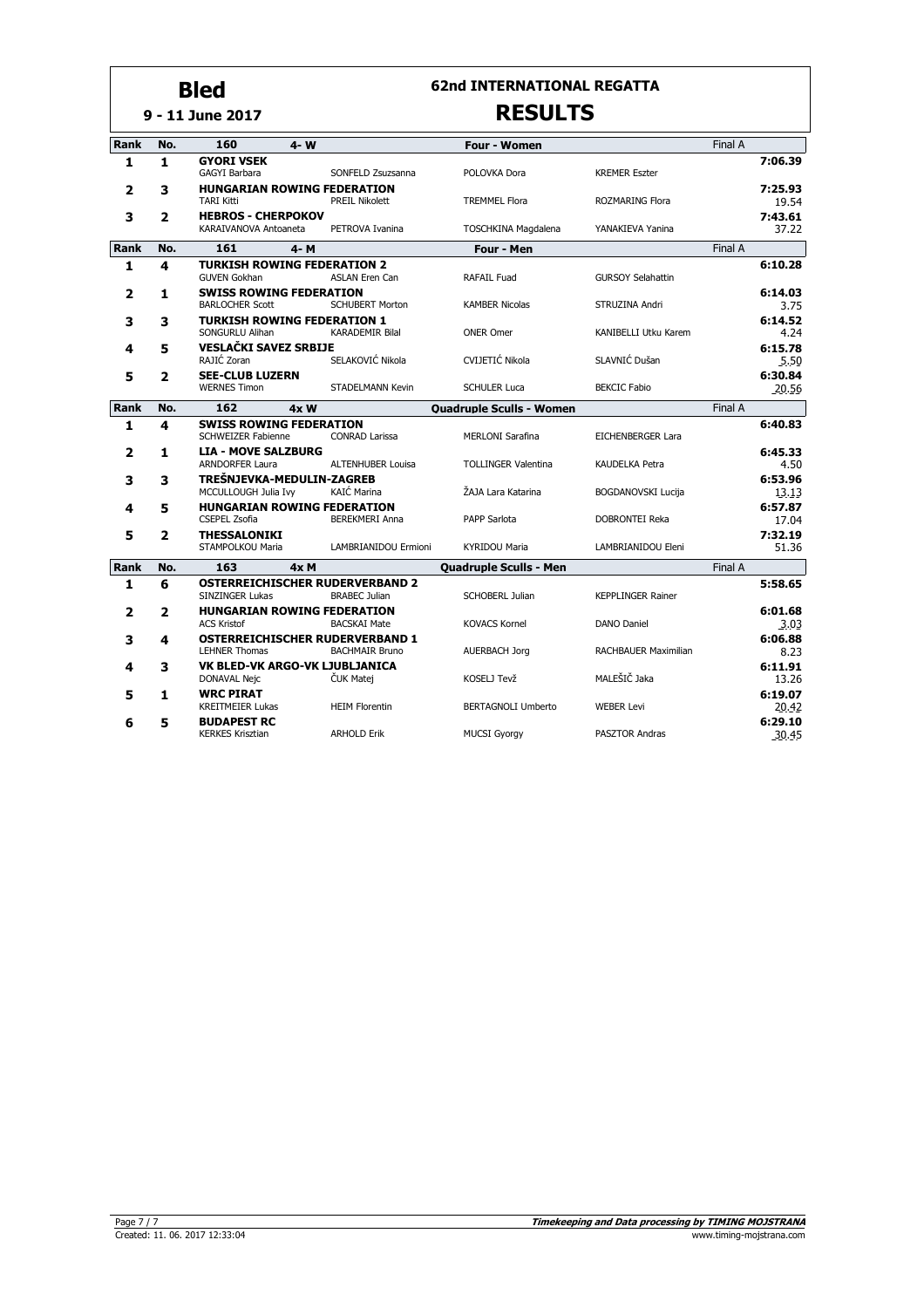# Bled

**9 - 11 June 2017**

## 62nd INTERNATIONAL REGATTA

## RESULTS

| Rank | No. | 160 4- W | | Four - Women | | Final A |
|---|---|---|---|---|---|---|
| 1 | 1 | **GYORI VSEK** | | | | **7:06.39** |
| | | GAGYI Barbara | SONFELD Zsuzsanna | POLOVKA Dora | KREMER Eszter | |
| 2 | 3 | **HUNGARIAN ROWING FEDERATION** | | | | **7:25.93** |
| | | TARI Kitti | PREIL Nikolett | TREMMEL Flora | ROZMARING Flora | 19.54 |
| 3 | 2 | **HEBROS - CHERPOKOV** | | | | **7:43.61** |
| | | KARAIVANOVA Antoaneta | PETROVA Ivanina | TOSCHKINA Magdalena | YANAKIEVA Yanina | 37.22 |

| Rank | No. | 161 4- M | | Four - Men | | Final A |
|---|---|---|---|---|---|---|
| 1 | 4 | **TURKISH ROWING FEDERATION 2** | | | | **6:10.28** |
| | | GUVEN Gokhan | ASLAN Eren Can | RAFAIL Fuad | GURSOY Selahattin | |
| 2 | 1 | **SWISS ROWING FEDERATION** | | | | **6:14.03** |
| | | BARLOCHER Scott | SCHUBERT Morton | KAMBER Nicolas | STRUZINA Andri | 3.75 |
| 3 | 3 | **TURKISH ROWING FEDERATION 1** | | | | **6:14.52** |
| | | SONGURLU Alihan | KARADEMIR Bilal | ONER Omer | KANIBELLI Utku Karem | 4.24 |
| 4 | 5 | **VESLAČKI SAVEZ SRBIJE** | | | | **6:15.78** |
| | | RAJIĆ Zoran | SELAKOVIĆ Nikola | CVIJETIĆ Nikola | SLAVNIĆ Dušan | 5.50 |
| 5 | 2 | **SEE-CLUB LUZERN** | | | | **6:30.84** |
| | | WERNES Timon | STADELMANN Kevin | SCHULER Luca | BEKCIC Fabio | 20.56 |

| Rank | No. | 162 4x W | | Quadruple Sculls - Women | | Final A |
|---|---|---|---|---|---|---|
| 1 | 4 | **SWISS ROWING FEDERATION** | | | | **6:40.83** |
| | | SCHWEIZER Fabienne | CONRAD Larissa | MERLONI Sarafina | EICHENBERGER Lara | |
| 2 | 1 | **LIA - MOVE SALZBURG** | | | | **6:45.33** |
| | | ARNDORFER Laura | ALTENHUBER Louisa | TOLLINGER Valentina | KAUDELKA Petra | 4.50 |
| 3 | 3 | **TREŠNJEVKA-MEDULIN-ZAGREB** | | | | **6:53.96** |
| | | MCCULLOUGH Julia Ivy | KAIĆ Marina | ŽAJA Lara Katarina | BOGDANOVSKI Lucija | 13.13 |
| 4 | 5 | **HUNGARIAN ROWING FEDERATION** | | | | **6:57.87** |
| | | CSEPEL Zsofia | BEREKMERI Anna | PAPP Sarlota | DOBRONTEI Reka | 17.04 |
| 5 | 2 | **THESSALONIKI** | | | | **7:32.19** |
| | | STAMPOLKOU Maria | LAMBRIANIDOU Ermioni | KYRIDOU Maria | LAMBRIANIDOU Eleni | 51.36 |

| Rank | No. | 163 4x M | | Quadruple Sculls - Men | | Final A |
|---|---|---|---|---|---|---|
| 1 | 6 | **OSTERREICHISCHER RUDERVERBAND 2** | | | | **5:58.65** |
| | | SINZINGER Lukas | BRABEC Julian | SCHOBERL Julian | KEPPLINGER Rainer | |
| 2 | 2 | **HUNGARIAN ROWING FEDERATION** | | | | **6:01.68** |
| | | ACS Kristof | BACSKAI Mate | KOVACS Kornel | DANO Daniel | 3.03 |
| 3 | 4 | **OSTERREICHISCHER RUDERVERBAND 1** | | | | **6:06.88** |
| | | LEHNER Thomas | BACHMAIR Bruno | AUERBACH Jorg | RACHBAUER Maximilian | 8.23 |
| 4 | 3 | **VK BLED-VK ARGO-VK LJUBLJANICA** | | | | **6:11.91** |
| | | DONAVAL Nejc | ČUK Matej | KOSELJ Tevž | MALEŠIČ Jaka | 13.26 |
| 5 | 1 | **WRC PIRAT** | | | | **6:19.07** |
| | | KREITMEIER Lukas | HEIM Florentin | BERTAGNOLI Umberto | WEBER Levi | 20.42 |
| 6 | 5 | **BUDAPEST RC** | | | | **6:29.10** |
| | | KERKES Krisztian | ARHOLD Erik | MUCSI Gyorgy | PASZTOR Andras | 30.45 |

Created: 11. 06. 2017 12:33:04

*Timekeeping and Data processing by TIMING MOJSTRANA*
www.timing-mojstrana.com